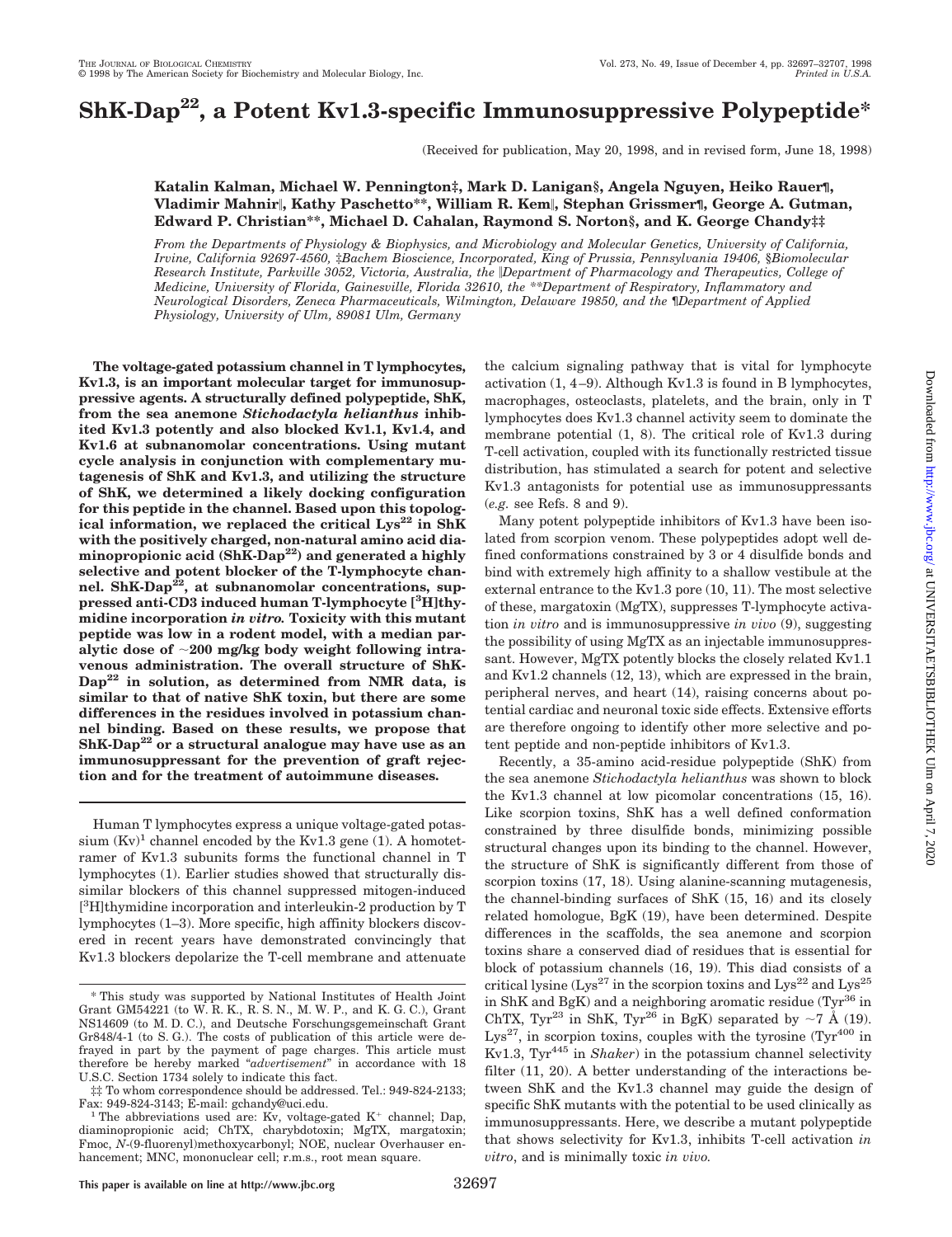# ShK-Dap[22], a Potent Kv1.3-specific Immunosuppressive Polypeptide*

(Received for publication, May 20, 1998, and in revised form, June 18, 1998)

**Katalin Kalman, Michael W. Pennington‡, Mark D. Lanigan§, Angela Nguyen, Heiko Rauer¶, Vladimir Mahnir‖, Kathy Paschetto\*\*, William R. Kem‖, Stephan Grissmer¶, George A. Gutman, Edward P. Christian\*\*, Michael D. Cahalan, Raymond S. Norton§, and K. George Chandy‡‡**

*From the Departments of Physiology & Biophysics, and Microbiology and Molecular Genetics, University of California, Irvine, California 92697-4560, ‡Bachem Bioscience, Incorporated, King of Prussia, Pennsylvania 19406, §Biomolecular Research Institute, Parkville 3052, Victoria, Australia, the ‖Department of Pharmacology and Therapeutics, College of Medicine, University of Florida, Gainesville, Florida 32610, the \*\*Department of Respiratory, Inflammatory and Neurological Disorders, Zeneca Pharmaceuticals, Wilmington, Delaware 19850, and the ¶Department of Applied Physiology, University of Ulm, 89081 Ulm, Germany*

**The voltage-gated potassium channel in T lymphocytes, Kv1.3, is an important molecular target for immunosuppressive agents. A structurally defined polypeptide, ShK, from the sea anemone *Stichodactyla helianthus* inhibited Kv1.3 potently and also blocked Kv1.1, Kv1.4, and Kv1.6 at subnanomolar concentrations. Using mutant cycle analysis in conjunction with complementary mutagenesis of ShK and Kv1.3, and utilizing the structure of ShK, we determined a likely docking configuration for this peptide in the channel. Based upon this topological information, we replaced the critical Lys[22] in ShK with the positively charged, non-natural amino acid diaminopropionic acid (ShK-Dap[22]) and generated a highly selective and potent blocker of the T-lymphocyte channel. ShK-Dap[22], at subnanomolar concentrations, suppressed anti-CD3 induced human T-lymphocyte [$^3$H]thymidine incorporation *in vitro.* Toxicity with this mutant peptide was low in a rodent model, with a median paralytic dose of ~200 mg/kg body weight following intravenous administration. The overall structure of ShK-Dap[22] in solution, as determined from NMR data, is similar to that of native ShK toxin, but there are some differences in the residues involved in potassium channel binding. Based on these results, we propose that ShK-Dap[22] or a structural analogue may have use as an immunosuppressant for the prevention of graft rejection and for the treatment of autoimmune diseases.**

Human T lymphocytes express a unique voltage-gated potassium (Kv)[1] channel encoded by the Kv1.3 gene (1). A homotetramer of Kv1.3 subunits forms the functional channel in T lymphocytes (1). Earlier studies showed that structurally dissimilar blockers of this channel suppressed mitogen-induced [$^3$H]thymidine incorporation and interleukin-2 production by T lymphocytes (1–3). More specific, high affinity blockers discovered in recent years have demonstrated convincingly that Kv1.3 blockers depolarize the T-cell membrane and attenuate the calcium signaling pathway that is vital for lymphocyte activation (1, 4–9). Although Kv1.3 is found in B lymphocytes, macrophages, osteoclasts, platelets, and the brain, only in T lymphocytes does Kv1.3 channel activity seem to dominate the membrane potential (1, 8). The critical role of Kv1.3 during T-cell activation, coupled with its functionally restricted tissue distribution, has stimulated a search for potent and selective Kv1.3 antagonists for potential use as immunosuppressants (*e.g.* see Refs. 8 and 9).

Many potent polypeptide inhibitors of Kv1.3 have been isolated from scorpion venom. These polypeptides adopt well defined conformations constrained by 3 or 4 disulfide bonds and bind with extremely high affinity to a shallow vestibule at the external entrance to the Kv1.3 pore (10, 11). The most selective of these, margatoxin (MgTX), suppresses T-lymphocyte activation *in vitro* and is immunosuppressive *in vivo* (9), suggesting the possibility of using MgTX as an injectable immunosuppressant. However, MgTX potently blocks the closely related Kv1.1 and Kv1.2 channels (12, 13), which are expressed in the brain, peripheral nerves, and heart (14), raising concerns about potential cardiac and neuronal toxic side effects. Extensive efforts are therefore ongoing to identify other more selective and potent peptide and non-peptide inhibitors of Kv1.3.

Recently, a 35-amino acid-residue polypeptide (ShK) from the sea anemone *Stichodactyla helianthus* was shown to block the Kv1.3 channel at low picomolar concentrations (15, 16). Like scorpion toxins, ShK has a well defined conformation constrained by three disulfide bonds, minimizing possible structural changes upon its binding to the channel. However, the structure of ShK is significantly different from those of scorpion toxins (17, 18). Using alanine-scanning mutagenesis, the channel-binding surfaces of ShK (15, 16) and its closely related homologue, BgK (19), have been determined. Despite differences in the scaffolds, the sea anemone and scorpion toxins share a conserved diad of residues that is essential for block of potassium channels (16, 19). This diad consists of a critical lysine (Lys[27] in the scorpion toxins and Lys[22] and Lys[25] in ShK and BgK) and a neighboring aromatic residue (Tyr[36] in ChTX, Tyr[23] in ShK, Tyr[26] in BgK) separated by ~7 Å (19). Lys[27], in scorpion toxins, couples with the tyrosine (Tyr[400] in Kv1.3, Tyr[445] in *Shaker*) in the potassium channel selectivity filter (11, 20). A better understanding of the interactions between ShK and the Kv1.3 channel may guide the design of specific ShK mutants with the potential to be used clinically as immunosuppressants. Here, we describe a mutant polypeptide that shows selectivity for Kv1.3, inhibits T-cell activation *in vitro*, and is minimally toxic *in vivo.*

---

\* This study was supported by National Institutes of Health Joint Grant GM54221 (to W. R. K., R. S. N., M. W. P., and K. G. C.), Grant NS14609 (to M. D. C.), and Deutsche Forschungsgemeinschaft Grant Gr848/4-1 (to S. G.). The costs of publication of this article were defrayed in part by the payment of page charges. This article must therefore be hereby marked "*advertisement*" in accordance with 18 U.S.C. Section 1734 solely to indicate this fact.

‡‡ To whom correspondence should be addressed. Tel.: 949-824-2133; Fax: 949-824-3143; E-mail: gchandy@uci.edu.

[1] The abbreviations used are: Kv, voltage-gated $K^+$ channel; Dap, diaminopropionic acid; ChTX, charybdotoxin; MgTX, margatoxin; Fmoc, *N*-(9-fluorenyl)methoxycarbonyl; NOE, nuclear Overhauser enhancement; MNC, mononuclear cell; r.m.s., root mean square.

**This paper is available on line at http://www.jbc.org**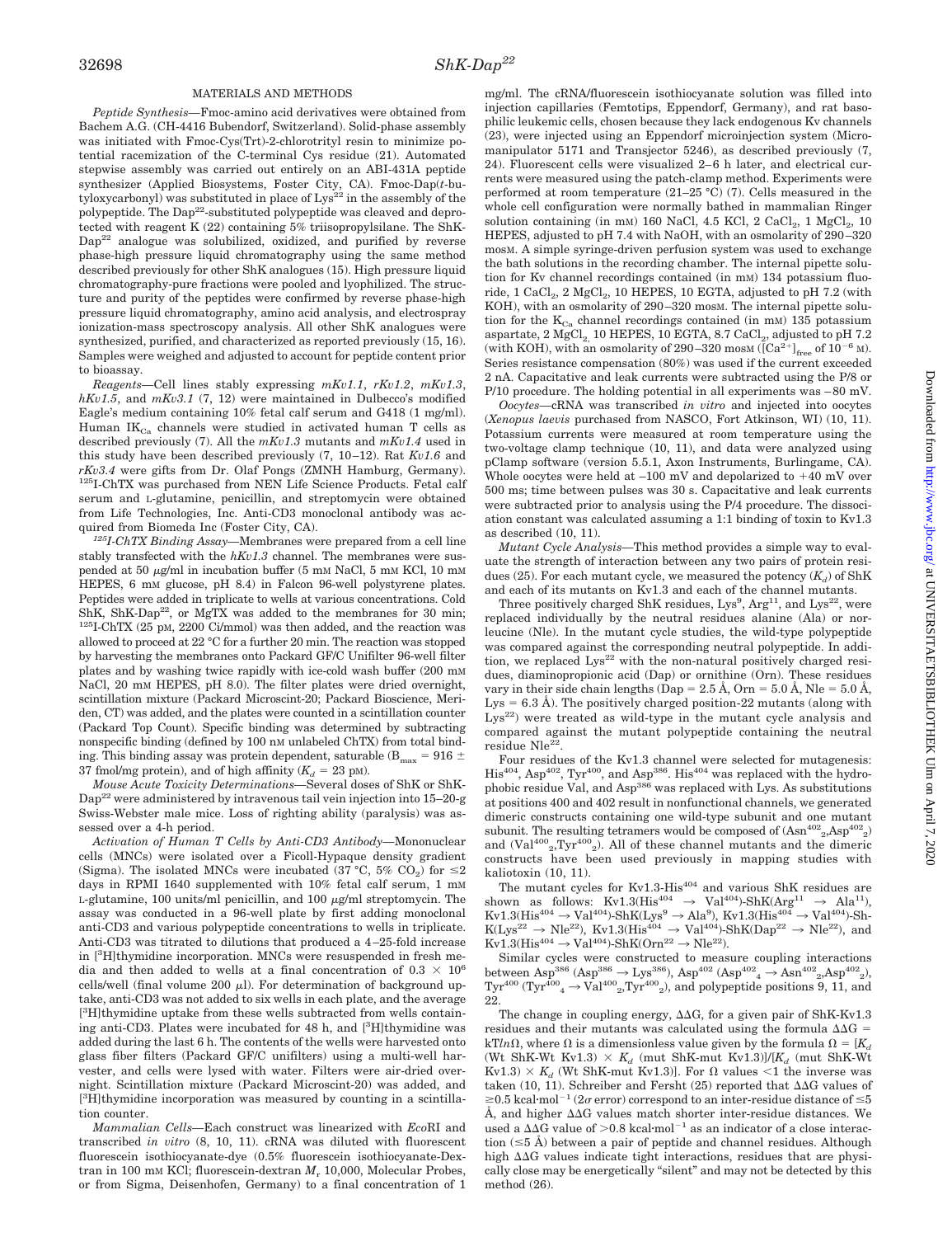## MATERIALS AND METHODS

*Peptide Synthesis*—Fmoc-amino acid derivatives were obtained from Bachem A.G. (CH-4416 Bubendorf, Switzerland). Solid-phase assembly was initiated with Fmoc-Cys(Trt)-2-chlorotrityl resin to minimize potential racemization of the C-terminal Cys residue (21). Automated stepwise assembly was carried out entirely on an ABI-431A peptide synthesizer (Applied Biosystems, Foster City, CA). Fmoc-Dap(*t*-butyloxycarbonyl) was substituted in place of $Lys^{22}$ in the assembly of the polypeptide. The $Dap^{22}$-substituted polypeptide was cleaved and deprotected with reagent K (22) containing 5% triisopropylsilane. The ShK-$Dap^{22}$ analogue was solubilized, oxidized, and purified by reverse phase-high pressure liquid chromatography using the same method described previously for other ShK analogues (15). High pressure liquid chromatography-pure fractions were pooled and lyophilized. The structure and purity of the peptides were confirmed by reverse phase-high pressure liquid chromatography, amino acid analysis, and electrospray ionization-mass spectroscopy analysis. All other ShK analogues were synthesized, purified, and characterized as reported previously (15, 16). Samples were weighed and adjusted to account for peptide content prior to bioassay.

*Reagents*—Cell lines stably expressing *mKv1.1*, *rKv1.2*, *mKv1.3*, *hKv1.5*, and *mKv3.1* (7, 12) were maintained in Dulbecco's modified Eagle's medium containing 10% fetal calf serum and G418 (1 mg/ml). Human $IK_{Ca}$ channels were studied in activated human T cells as described previously (7). All the *mKv1.3* mutants and *mKv1.4* used in this study have been described previously (7, 10–12). Rat *Kv1.6* and *rKv3.4* were gifts from Dr. Olaf Pongs (ZMNH Hamburg, Germany). $^{125}$I-ChTX was purchased from NEN Life Science Products. Fetal calf serum and L-glutamine, penicillin, and streptomycin were obtained from Life Technologies, Inc. Anti-CD3 monoclonal antibody was acquired from Biomeda Inc (Foster City, CA).

*$^{125}$I-ChTX Binding Assay*—Membranes were prepared from a cell line stably transfected with the *hKv1.3* channel. The membranes were suspended at 50 μg/ml in incubation buffer (5 mM NaCl, 5 mM KCl, 10 mM HEPES, 6 mM glucose, pH 8.4) in Falcon 96-well polystyrene plates. Peptides were added in triplicate to wells at various concentrations. Cold ShK, ShK-$Dap^{22}$, or MgTX was added to the membranes for 30 min; $^{125}$I-ChTX (25 pM, 2200 Ci/mmol) was then added, and the reaction was allowed to proceed at 22 °C for a further 20 min. The reaction was stopped by harvesting the membranes onto Packard GF/C Unifilter 96-well filter plates and by washing twice rapidly with ice-cold wash buffer (200 mM NaCl, 20 mM HEPES, pH 8.0). The filter plates were dried overnight, scintillation mixture (Packard Microscint-20; Packard Bioscience, Meriden, CT) was added, and the plates were counted in a scintillation counter (Packard Top Count). Specific binding was determined by subtracting nonspecific binding (defined by 100 nM unlabeled ChTX) from total binding. This binding assay was protein dependent, saturable ($B_{max}$ = 916 ± 37 fmol/mg protein), and of high affinity ($K_d$ = 23 pM).

*Mouse Acute Toxicity Determinations*—Several doses of ShK or ShK-$Dap^{22}$ were administered by intravenous tail vein injection into 15–20-g Swiss-Webster male mice. Loss of righting ability (paralysis) was assessed over a 4-h period.

*Activation of Human T Cells by Anti-CD3 Antibody*—Mononuclear cells (MNCs) were isolated over a Ficoll-Hypaque density gradient (Sigma). The isolated MNCs were incubated (37 °C, 5% $CO_2$) for ≤2 days in RPMI 1640 supplemented with 10% fetal calf serum, 1 mM L-glutamine, 100 units/ml penicillin, and 100 μg/ml streptomycin. The assay was conducted in a 96-well plate by first adding monoclonal anti-CD3 and various polypeptide concentrations to wells in triplicate. Anti-CD3 was titrated to dilutions that produced a 4–25-fold increase in [$^3$H]thymidine incorporation. MNCs were resuspended in fresh media and then added to wells at a final concentration of $0.3 \times 10^6$ cells/well (final volume 200 μl). For determination of background uptake, anti-CD3 was not added to six wells in each plate, and the average [$^3$H]thymidine uptake from these wells subtracted from wells containing anti-CD3. Plates were incubated for 48 h, and [$^3$H]thymidine was added during the last 6 h. The contents of the wells were harvested onto glass fiber filters (Packard GF/C unifilters) using a multi-well harvester, and cells were lysed with water. Filters were air-dried overnight. Scintillation mixture (Packard Microscint-20) was added, and [$^3$H]thymidine incorporation was measured by counting in a scintillation counter.

*Mammalian Cells*—Each construct was linearized with *Eco*RI and transcribed *in vitro* (8, 10, 11). cRNA was diluted with fluorescent fluorescein isothiocyanate-dye (0.5% fluorescein isothiocyanate-Dextran in 100 mM KCl; fluorescein-dextran $M_r$ 10,000, Molecular Probes, or from Sigma, Deisenhofen, Germany) to a final concentration of 1 mg/ml. The cRNA/fluorescein isothiocyanate solution was filled into injection capillaries (Femtotips, Eppendorf, Germany), and rat basophilic leukemic cells, chosen because they lack endogenous Kv channels (23), were injected using an Eppendorf microinjection system (Micromanipulator 5171 and Transjector 5246), as described previously (7, 24). Fluorescent cells were visualized 2–6 h later, and electrical currents were measured using the patch-clamp method. Experiments were performed at room temperature (21–25 °C) (7). Cells measured in the whole cell configuration were normally bathed in mammalian Ringer solution containing (in mM) 160 NaCl, 4.5 KCl, 2 $CaCl_2$, 1 $MgCl_2$, 10 HEPES, adjusted to pH 7.4 with NaOH, with an osmolarity of 290–320 mosM. A simple syringe-driven perfusion system was used to exchange the bath solutions in the recording chamber. The internal pipette solution for Kv channel recordings contained (in mM) 134 potassium fluoride, 1 $CaCl_2$, 2 $MgCl_2$, 10 HEPES, 10 EGTA, adjusted to pH 7.2 (with KOH), with an osmolarity of 290–320 mosM. The internal pipette solution for the $K_{Ca}$ channel recordings contained (in mM) 135 potassium aspartate, 2 $MgCl_2$, 10 HEPES, 10 EGTA, 8.7 $CaCl_2$, adjusted to pH 7.2 (with KOH), with an osmolarity of 290–320 mosM ($[Ca^{2+}]_{free}$ of $10^{-6}$ M). Series resistance compensation (80%) was used if the current exceeded 2 nA. Capacitative and leak currents were subtracted using the P/8 or P/10 procedure. The holding potential in all experiments was −80 mV.

*Oocytes*—cRNA was transcribed *in vitro* and injected into oocytes (*Xenopus laevis* purchased from NASCO, Fort Atkinson, WI) (10, 11). Potassium currents were measured at room temperature using the two-voltage clamp technique (10, 11), and data were analyzed using pClamp software (version 5.5.1, Axon Instruments, Burlingame, CA). Whole oocytes were held at −100 mV and depolarized to +40 mV over 500 ms; time between pulses was 30 s. Capacitative and leak currents were subtracted prior to analysis using the P/4 procedure. The dissociation constant was calculated assuming a 1:1 binding of toxin to Kv1.3 as described (10, 11).

*Mutant Cycle Analysis*—This method provides a simple way to evaluate the strength of interaction between any two pairs of protein residues (25). For each mutant cycle, we measured the potency ($K_d$) of ShK and each of its mutants on Kv1.3 and each of the channel mutants.

Three positively charged ShK residues, $Lys^9$, $Arg^{11}$, and $Lys^{22}$, were replaced individually by the neutral residues alanine (Ala) or norleucine (Nle). In the mutant cycle studies, the wild-type polypeptide was compared against the corresponding neutral polypeptide. In addition, we replaced $Lys^{22}$ with the non-natural positively charged residues, diaminopropionic acid (Dap) or ornithine (Orn). These residues vary in their side chain lengths (Dap = 2.5 Å, Orn = 5.0 Å, Nle = 5.0 Å, Lys = 6.3 Å). The positively charged position-22 mutants (along with $Lys^{22}$) were treated as wild-type in the mutant cycle analysis and compared against the mutant polypeptide containing the neutral residue $Nle^{22}$.

Four residues of the Kv1.3 channel were selected for mutagenesis: $His^{404}$, $Asp^{402}$, $Tyr^{400}$, and $Asp^{386}$. $His^{404}$ was replaced with the hydrophobic residue Val, and $Asp^{386}$ was replaced with Lys. As substitutions at positions 400 and 402 result in nonfunctional channels, we generated dimeric constructs containing one wild-type subunit and one mutant subunit. The resulting tetramers would be composed of ($Asn^{402}{}_2$,$Asp^{402}{}_2$) and ($Val^{400}{}_2$,$Tyr^{400}{}_2$). All of these channel mutants and the dimeric constructs have been used previously in mapping studies with kaliotoxin (10, 11).

The mutant cycles for Kv1.3-$His^{404}$ and various ShK residues are shown as follows: Kv1.3($His^{404}$ → $Val^{404}$)-ShK($Arg^{11}$ → $Ala^{11}$), Kv1.3($His^{404}$ → $Val^{404}$)-ShK($Lys^9$ → $Ala^9$), Kv1.3($His^{404}$ → $Val^{404}$)-ShK($Lys^{22}$ → $Nle^{22}$), Kv1.3($His^{404}$ → $Val^{404}$)-ShK($Dap^{22}$ → $Nle^{22}$), and Kv1.3($His^{404}$ → $Val^{404}$)-ShK($Orn^{22}$ → $Nle^{22}$).

Similar cycles were constructed to measure coupling interactions between $Asp^{386}$ ($Asp^{386}$ → $Lys^{386}$), $Asp^{402}$ ($Asp^{402}{}_4$ → $Asn^{402}{}_2$,$Asp^{402}{}_2$), $Tyr^{400}$ ($Tyr^{400}{}_4$ → $Val^{400}{}_2$,$Tyr^{400}{}_2$), and polypeptide positions 9, 11, and 22.

The change in coupling energy, ΔΔG, for a given pair of ShK-Kv1.3 residues and their mutants was calculated using the formula ΔΔG = $kTln\Omega$, where Ω is a dimensionless value given by the formula $\Omega = [K_d$ (Wt ShK-Wt Kv1.3) × $K_d$ (mut ShK-mut Kv1.3)]/[$K_d$ (mut ShK-Wt Kv1.3) × $K_d$ (Wt ShK-mut Kv1.3)]. For Ω values <1 the inverse was taken (10, 11). Schreiber and Fersht (25) reported that ΔΔG values of ≥0.5 kcal·mol$^{-1}$ (2σ error) correspond to an inter-residue distance of ≤5 Å, and higher ΔΔG values match shorter inter-residue distances. We used a ΔΔG value of >0.8 kcal·mol$^{-1}$ as an indicator of a close interaction (≤5 Å) between a pair of peptide and channel residues. Although high ΔΔG values indicate tight interactions, residues that are physically close may be energetically "silent" and may not be detected by this method (26).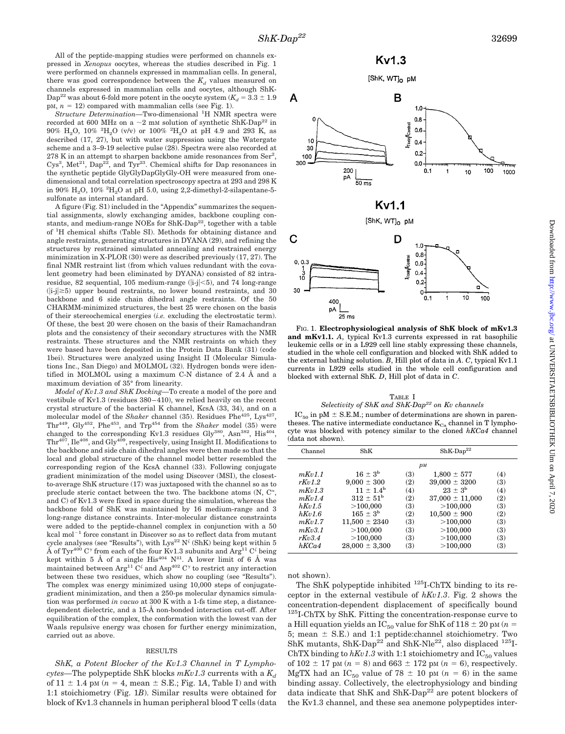All of the peptide-mapping studies were performed on channels expressed in *Xenopus* oocytes, whereas the studies described in Fig. 1 were performed on channels expressed in mammalian cells. In general, there was good correspondence between the $K_d$ values measured on channels expressed in mammalian cells and oocytes, although ShK-Dap[22] was about 6-fold more potent in the oocyte system ($K_d = 3.3 \pm 1.9$ pM, $n = 12$) compared with mammalian cells (see Fig. 1).

*Structure Determination*—Two-dimensional $^1$H NMR spectra were recorded at 600 MHz on a ~2 mM solution of synthetic ShK-Dap[22] in 90% $H_2O$, 10% $^2H_2O$ (v/v) or 100% $^2H_2O$ at pH 4.9 and 293 K, as described (17, 27), but with water suppression using the Watergate scheme and a 3–9-19 selective pulse (28). Spectra were also recorded at 278 K in an attempt to sharpen backbone amide resonances from Ser[2], Cys[3], Met[21], Dap[22], and Tyr[23]. Chemical shifts for Dap resonances in the synthetic peptide GlyGlyDapGlyGly-OH were measured from one-dimensional and total correlation spectroscopy spectra at 293 and 298 K in 90% $H_2O$, 10% $^2H_2O$ at pH 5.0, using 2,2-dimethyl-2-silapentane-5-sulfonate as internal standard.

A figure (Fig. S1) included in the "Appendix" summarizes the sequential assignments, slowly exchanging amides, backbone coupling constants, and medium-range NOEs for ShK-Dap[22], together with a table of $^1$H chemical shifts (Table SI). Methods for obtaining distance and angle restraints, generating structures in DYANA (29), and refining the structures by restrained simulated annealing and restrained energy minimization in X-PLOR (30) were as described previously (17, 27). The final NMR restraint list (from which values redundant with the covalent geometry had been eliminated by DYANA) consisted of 82 intra-residue, 82 sequential, 105 medium-range ($|i-j|<5$), and 74 long-range ($|i-j|\geq5$) upper bound restraints, no lower bound restraints, and 30 backbone and 6 side chain dihedral angle restraints. Of the 50 CHARMM-minimized structures, the best 25 were chosen on the basis of their stereochemical energies (*i.e.* excluding the electrostatic term). Of these, the best 20 were chosen on the basis of their Ramachandran plots and the consistency of their secondary structures with the NMR restraints. These structures and the NMR restraints on which they were based have been deposited in the Protein Data Bank (31) (code 1bei). Structures were analyzed using Insight II (Molecular Simulations Inc., San Diego) and MOLMOL (32). Hydrogen bonds were identified in MOLMOL using a maximum C-N distance of 2.4 Å and a maximum deviation of 35° from linearity.

*Model of Kv1.3 and ShK Docking*—To create a model of the pore and vestibule of Kv1.3 (residues 380–410), we relied heavily on the recent crystal structure of the bacterial K channel, KcsA (33, 34), and on a molecular model of the *Shaker* channel (35). Residues Phe[425], Lys[427], Thr[449], Gly[452], Phe[453], and Trp[454] from the *Shaker* model (35) were changed to the corresponding Kv1.3 residues Gly[380], Asn[382], His[404], Thr[407], Ile[408], and Gly[409], respectively, using Insight II. Modifications to the backbone and side chain dihedral angles were then made so that the local and global structure of the channel model better resembled the corresponding region of the KcsA channel (33). Following conjugate gradient minimization of the model using Discover (MSI), the closest-to-average ShK structure (17) was juxtaposed with the channel so as to preclude steric contact between the two. The backbone atoms (N, $C^\alpha$, and C) of Kv1.3 were fixed in space during the simulation, whereas the backbone fold of ShK was maintained by 16 medium-range and 3 long-range distance constraints. Inter-molecular distance constraints were added to the peptide-channel complex in conjunction with a 50 kcal mol$^{-1}$ force constant in Discover so as to reflect data from mutant cycle analyses (see "Results"), with Lys[22] $N^\zeta$ (ShK) being kept within 5 Å of Tyr[400] $C^\gamma$ from each of the four Kv1.3 subunits and Arg[11] $C^\zeta$ being kept within 5 Å of a single His[404] $N^{\delta1}$. A lower limit of 6 Å was maintained between Arg[11] $C^\zeta$ and Asp[402] $C^\gamma$ to restrict any interaction between these two residues, which show no coupling (see "Results"). The complex was energy minimized using 10,000 steps of conjugate-gradient minimization, and then a 250-ps molecular dynamics simulation was performed *in vacuo* at 300 K with a 1-fs time step, a distance-dependent dielectric, and a 15-Å non-bonded interaction cut-off. After equilibration of the complex, the conformation with the lowest van der Waals repulsive energy was chosen for further energy minimization, carried out as above.

## RESULTS

*ShK, a Potent Blocker of the Kv1.3 Channel in T Lymphocytes*—The polypeptide ShK blocks *mKv1.3* currents with a $K_d$ of $11 \pm 1.4$ pM ($n = 4$, mean ± S.E.; Fig. 1*A*, Table I) and with 1:1 stoichiometry (Fig. 1*B*). Similar results were obtained for block of Kv1.3 channels in human peripheral blood T cells (data not shown).

FIG. 1. **Electrophysiological analysis of ShK block of mKv1.3 and mKv1.1.** *A*, typical Kv1.3 currents expressed in rat basophilic leukemic cells or in a L929 cell line stably expressing these channels, studied in the whole cell configuration and blocked with ShK added to the external bathing solution. *B*, Hill plot of data in *A*. *C*, typical Kv1.1 currents in L929 cells studied in the whole cell configuration and blocked with external ShK. *D*, Hill plot of data in *C*.

TABLE I
*Selectivity of ShK and ShK-Dap[22] on Kv channels*

$IC_{50}$ in pM ± S.E.M.; number of determinations are shown in parentheses. The native intermediate conductance $K_{Ca}$ channel in T lymphocyte was blocked with potency similar to the cloned *hKCa4* channel (data not shown).

| Channel | ShK | | ShK-Dap[22] | |
|---|---|---|---|---|
| | | *pM* | | |
| *mKv1.1* | 16 ± 3[b] | (3) | 1,800 ± 577 | (4) |
| *rKv1.2* | 9,000 ± 300 | (2) | 39,000 ± 3200 | (3) |
| *mKv1.3* | 11 ± 1.4[b] | (4) | 23 ± 3[b] | (4) |
| *mKv1.4* | 312 ± 51[b] | (2) | 37,000 ± 11,000 | (2) |
| *hKv1.5* | >100,000 | (3) | >100,000 | (3) |
| *hKv1.6* | 165 ± 3[b] | (2) | 10,500 ± 900 | (2) |
| *mKv1.7* | 11,500 ± 2340 | (3) | >100,000 | (3) |
| *mKv3.1* | >100,000 | (3) | >100,000 | (3) |
| *rKv3.4* | >100,000 | (3) | >100,000 | (3) |
| *hKCa4* | 28,000 ± 3,300 | (3) | >100,000 | (3) |

The ShK polypeptide inhibited $^{125}$I-ChTX binding to its receptor in the external vestibule of *hKv1.3*. Fig. 2 shows the concentration-dependent displacement of specifically bound $^{125}$I-ChTX by ShK. Fitting the concentration-response curve to a Hill equation yields an $IC_{50}$ value for ShK of $118 \pm 20$ pM ($n = 5$; mean ± S.E.) and 1:1 peptide:channel stoichiometry. Two ShK mutants, ShK-Dap[22] and ShK-Nle[22], also displaced $^{125}$I-ChTX binding to *hKv1.3* with 1:1 stoichiometry and $IC_{50}$ values of $102 \pm 17$ pM ($n = 8$) and $663 \pm 172$ pM ($n = 6$), respectively. MgTX had an $IC_{50}$ value of $78 \pm 10$ pM ($n = 6$) in the same binding assay. Collectively, the electrophysiology and binding data indicate that ShK and ShK-Dap[22] are potent blockers of the Kv1.3 channel, and these sea anemone polypeptides inter-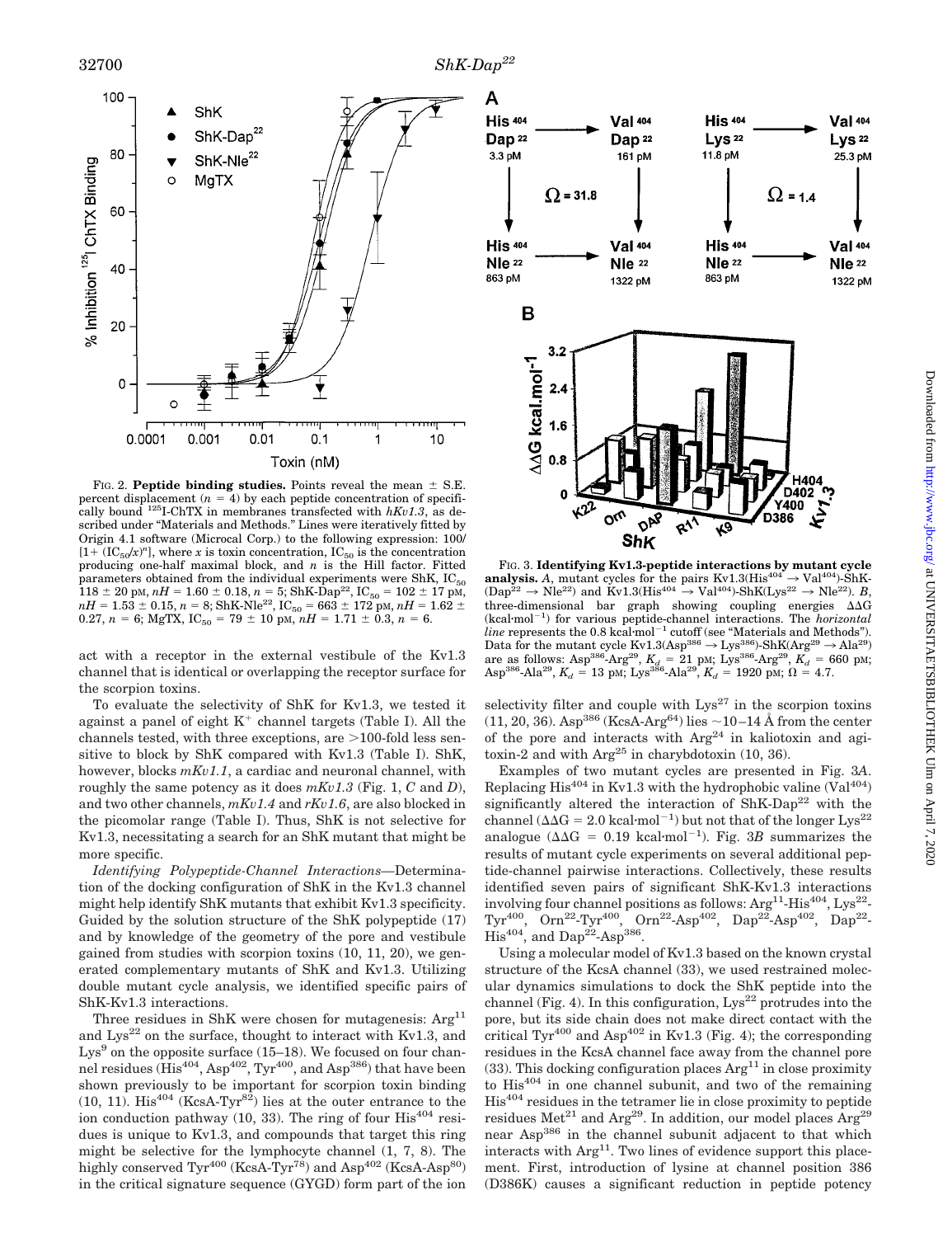FIG. 2. **Peptide binding studies.** Points reveal the mean ± S.E. percent displacement ($n = 4$) by each peptide concentration of specifically bound $^{125}$I-ChTX in membranes transfected with *hKv1.3*, as described under "Materials and Methods." Lines were iteratively fitted by Origin 4.1 software (Microcal Corp.) to the following expression: $100/[1+ (IC_{50}/x)^n]$, where $x$ is toxin concentration, $IC_{50}$ is the concentration producing one-half maximal block, and $n$ is the Hill factor. Fitted parameters obtained from the individual experiments were ShK, $IC_{50}$ 118 ± 20 pM, $nH = 1.60 \pm 0.18$, $n = 5$; ShK-Dap$^{22}$, $IC_{50}$ = 102 ± 17 pM, $nH = 1.53 \pm 0.15$, $n = 8$; ShK-Nle$^{22}$, $IC_{50}$ = 663 ± 172 pM, $nH = 1.62 \pm 0.27$, $n = 6$; MgTX, $IC_{50}$ = 79 ± 10 pM, $nH = 1.71 \pm 0.3$, $n = 6$.

FIG. 3. **Identifying Kv1.3-peptide interactions by mutant cycle analysis.** *A*, mutant cycles for the pairs Kv1.3(His$^{404}$ → Val$^{404}$)-ShK-(Dap$^{22}$ → Nle$^{22}$) and Kv1.3(His$^{404}$ → Val$^{404}$)-ShK(Lys$^{22}$ → Nle$^{22}$). *B*, three-dimensional bar graph showing coupling energies ΔΔG (kcal·mol$^{-1}$) for various peptide-channel interactions. The *horizontal line* represents the 0.8 kcal·mol$^{-1}$ cutoff (see "Materials and Methods"). Data for the mutant cycle Kv1.3(Asp$^{386}$ → Lys$^{386}$)-ShK(Arg$^{29}$ → Ala$^{29}$) are as follows: Asp$^{386}$-Arg$^{29}$, $K_d$ = 21 pM; Lys$^{386}$-Arg$^{29}$, $K_d$ = 660 pM; Asp$^{386}$-Ala$^{29}$, $K_d$ = 13 pM; Lys$^{386}$-Ala$^{29}$, $K_d$ = 1920 pM; Ω = 4.7.

act with a receptor in the external vestibule of the Kv1.3 channel that is identical or overlapping the receptor surface for the scorpion toxins.

To evaluate the selectivity of ShK for Kv1.3, we tested it against a panel of eight K$^+$ channel targets (Table I). All the channels tested, with three exceptions, are >100-fold less sensitive to block by ShK compared with Kv1.3 (Table I). ShK, however, blocks *mKv1.1*, a cardiac and neuronal channel, with roughly the same potency as it does *mKv1.3* (Fig. 1, *C* and *D*), and two other channels, *mKv1.4* and *rKv1.6*, are also blocked in the picomolar range (Table I). Thus, ShK is not selective for Kv1.3, necessitating a search for an ShK mutant that might be more specific.

*Identifying Polypeptide-Channel Interactions*—Determination of the docking configuration of ShK in the Kv1.3 channel might help identify ShK mutants that exhibit Kv1.3 specificity. Guided by the solution structure of the ShK polypeptide (17) and by knowledge of the geometry of the pore and vestibule gained from studies with scorpion toxins (10, 11, 20), we generated complementary mutants of ShK and Kv1.3. Utilizing double mutant cycle analysis, we identified specific pairs of ShK-Kv1.3 interactions.

Three residues in ShK were chosen for mutagenesis: Arg$^{11}$ and Lys$^{22}$ on the surface, thought to interact with Kv1.3, and Lys$^9$ on the opposite surface (15–18). We focused on four channel residues (His$^{404}$, Asp$^{402}$, Tyr$^{400}$, and Asp$^{386}$) that have been shown previously to be important for scorpion toxin binding (10, 11). His$^{404}$ (KcsA-Tyr$^{82}$) lies at the outer entrance to the ion conduction pathway (10, 33). The ring of four His$^{404}$ residues is unique to Kv1.3, and compounds that target this ring might be selective for the lymphocyte channel (1, 7, 8). The highly conserved Tyr$^{400}$ (KcsA-Tyr$^{78}$) and Asp$^{402}$ (KcsA-Asp$^{80}$) in the critical signature sequence (GYGD) form part of the ion selectivity filter and couple with Lys$^{27}$ in the scorpion toxins (11, 20, 36). Asp$^{386}$ (KcsA-Arg$^{64}$) lies ~10–14 Å from the center of the pore and interacts with Arg$^{24}$ in kaliotoxin and agitoxin-2 and with Arg$^{25}$ in charybdotoxin (10, 36).

Examples of two mutant cycles are presented in Fig. 3*A*. Replacing His$^{404}$ in Kv1.3 with the hydrophobic valine (Val$^{404}$) significantly altered the interaction of ShK-Dap$^{22}$ with the channel (ΔΔG = 2.0 kcal·mol$^{-1}$) but not that of the longer Lys$^{22}$ analogue (ΔΔG = 0.19 kcal·mol$^{-1}$). Fig. 3*B* summarizes the results of mutant cycle experiments on several additional peptide-channel pairwise interactions. Collectively, these results identified seven pairs of significant ShK-Kv1.3 interactions involving four channel positions as follows: Arg$^{11}$-His$^{404}$, Lys$^{22}$-Tyr$^{400}$, Orn$^{22}$-Tyr$^{400}$, Orn$^{22}$-Asp$^{402}$, Dap$^{22}$-Asp$^{402}$, Dap$^{22}$-His$^{404}$, and Dap$^{22}$-Asp$^{386}$.

Using a molecular model of Kv1.3 based on the known crystal structure of the KcsA channel (33), we used restrained molecular dynamics simulations to dock the ShK peptide into the channel (Fig. 4). In this configuration, Lys$^{22}$ protrudes into the pore, but its side chain does not make direct contact with the critical Tyr$^{400}$ and Asp$^{402}$ in Kv1.3 (Fig. 4); the corresponding residues in the KcsA channel face away from the channel pore (33). This docking configuration places Arg$^{11}$ in close proximity to His$^{404}$ in one channel subunit, and two of the remaining His$^{404}$ residues in the tetramer lie in close proximity to peptide residues Met$^{21}$ and Arg$^{29}$. In addition, our model places Arg$^{29}$ near Asp$^{386}$ in the channel subunit adjacent to that which interacts with Arg$^{11}$. Two lines of evidence support this placement. First, introduction of lysine at channel position 386 (D386K) causes a significant reduction in peptide potency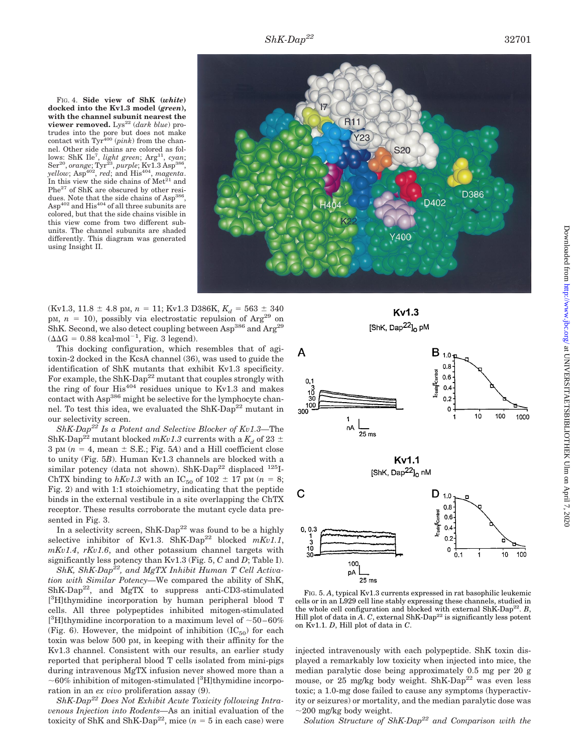FIG. 4. **Side view of ShK (*white*) docked into the Kv1.3 model (*green*), with the channel subunit nearest the viewer removed.** Lys[22] (*dark blue*) protrudes into the pore but does not make contact with Tyr[400] (*pink*) from the channel. Other side chains are colored as follows: ShK Ile[7], *light green*; Arg[11], *cyan*; Ser[20], *orange*; Tyr[23], *purple*; Kv1.3 Asp[386], *yellow*; Asp[402], *red*; and His[404], *magenta*. In this view the side chains of Met[21] and Phe[27] of ShK are obscured by other residues. Note that the side chains of Asp[386], Asp[402] and His[404] of all three subunits are colored, but that the side chains visible in this view come from two different subunits. The channel subunits are shaded differently. This diagram was generated using Insight II.

(Kv1.3, 11.8 ± 4.8 pM, $n$ = 11; Kv1.3 D386K, $K_d$ = 563 ± 340 pM, $n$ = 10), possibly via electrostatic repulsion of Arg[29] on ShK. Second, we also detect coupling between Asp[386] and Arg[29] ($\Delta\Delta G$ = 0.88 kcal·mol$^{-1}$, Fig. 3 legend).

This docking configuration, which resembles that of agitoxin-2 docked in the KcsA channel (36), was used to guide the identification of ShK mutants that exhibit Kv1.3 specificity. For example, the ShK-Dap[22] mutant that couples strongly with the ring of four His[404] residues unique to Kv1.3 and makes contact with Asp[386] might be selective for the lymphocyte channel. To test this idea, we evaluated the ShK-Dap[22] mutant in our selectivity screen.

*ShK-Dap[22] Is a Potent and Selective Blocker of Kv1.3*—The ShK-Dap[22] mutant blocked *mKv1.3* currents with a $K_d$ of 23 ± 3 pM ($n$ = 4, mean ± S.E.; Fig. 5*A*) and a Hill coefficient close to unity (Fig. 5*B*). Human Kv1.3 channels are blocked with a similar potency (data not shown). ShK-Dap[22] displaced [125]I-ChTX binding to *hKv1.3* with an $IC_{50}$ of 102 ± 17 pM ($n$ = 8; Fig. 2) and with 1:1 stoichiometry, indicating that the peptide binds in the external vestibule in a site overlapping the ChTX receptor. These results corroborate the mutant cycle data presented in Fig. 3.

In a selectivity screen, ShK-Dap[22] was found to be a highly selective inhibitor of Kv1.3. ShK-Dap[22] blocked *mKv1.1*, *mKv1.4*, *rKv1.6*, and other potassium channel targets with significantly less potency than Kv1.3 (Fig. 5, *C* and *D*; Table I).

*ShK, ShK-Dap[22], and MgTX Inhibit Human T Cell Activation with Similar Potency*—We compared the ability of ShK, ShK-Dap[22], and MgTX to suppress anti-CD3-stimulated [[3]H]thymidine incorporation by human peripheral blood T cells. All three polypeptides inhibited mitogen-stimulated [[3]H]thymidine incorporation to a maximum level of ~50–60% (Fig. 6). However, the midpoint of inhibition ($IC_{50}$) for each toxin was below 500 pM, in keeping with their affinity for the Kv1.3 channel. Consistent with our results, an earlier study reported that peripheral blood T cells isolated from mini-pigs during intravenous MgTX infusion never showed more than a ~60% inhibition of mitogen-stimulated [[3]H]thymidine incorporation in an *ex vivo* proliferation assay (9).

*ShK-Dap[22] Does Not Exhibit Acute Toxicity following Intravenous Injection into Rodents*—As an initial evaluation of the toxicity of ShK and ShK-Dap[22], mice ($n$ = 5 in each case) were injected intravenously with each polypeptide. ShK toxin displayed a remarkably low toxicity when injected into mice, the median paralytic dose being approximately 0.5 mg per 20 g mouse, or 25 mg/kg body weight. ShK-Dap[22] was even less toxic; a 1.0-mg dose failed to cause any symptoms (hyperactivity or seizures) or mortality, and the median paralytic dose was ~200 mg/kg body weight.

FIG. 5. *A*, typical Kv1.3 currents expressed in rat basophilic leukemic cells or in an L929 cell line stably expressing these channels, studied in the whole cell configuration and blocked with external ShK-Dap[22]. *B*, Hill plot of data in *A*. *C*, external ShK-Dap[22] is significantly less potent on Kv1.1. *D*, Hill plot of data in *C*.

*Solution Structure of ShK-Dap[22] and Comparison with the*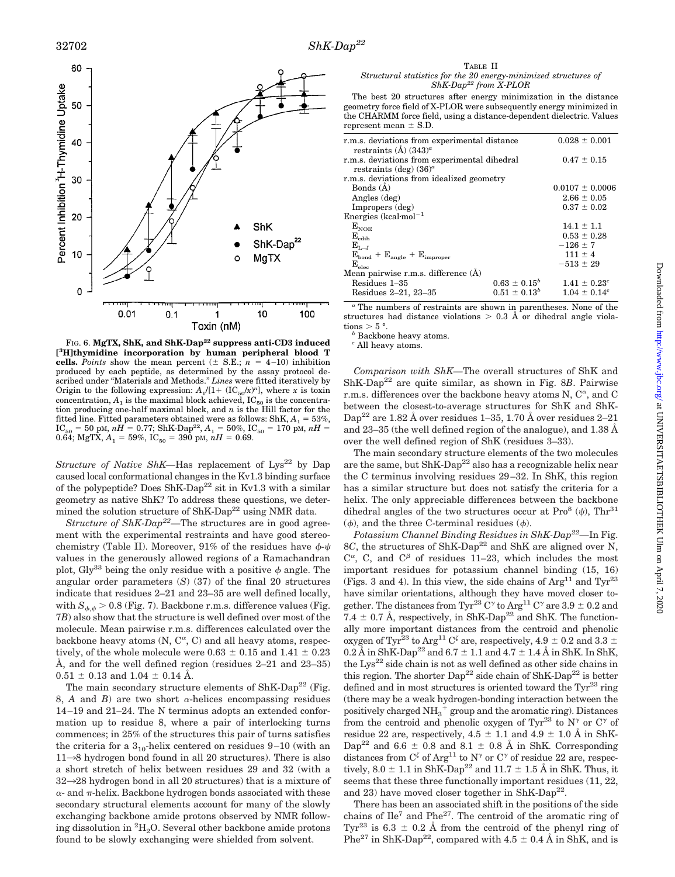FIG. 6. **MgTX, ShK, and ShK-Dap[22] suppress anti-CD3 induced [$^3$H]thymidine incorporation by human peripheral blood T cells.** *Points* show the mean percent (± S.E.; $n$ = 4–10) inhibition produced by each peptide, as determined by the assay protocol described under "Materials and Methods." *Lines* were fitted iteratively by Origin to the following expression: $A_1/[1+(IC_{50}/x)^n]$, where $x$ is toxin concentration, $A_1$ is the maximal block achieved, $IC_{50}$ is the concentration producing one-half maximal block, and $n$ is the Hill factor for the fitted line. Fitted parameters obtained were as follows: ShK, $A_1$ = 53%, $IC_{50}$ = 50 pM, $nH$ = 0.77; ShK-Dap[22], $A_1$ = 50%, $IC_{50}$ = 170 pM, $nH$ = 0.64; MgTX, $A_1$ = 59%, $IC_{50}$ = 390 pM, $nH$ = 0.69.

*Structure of Native ShK*—Has replacement of Lys[22] by Dap caused local conformational changes in the Kv1.3 binding surface of the polypeptide? Does ShK-Dap[22] sit in Kv1.3 with a similar geometry as native ShK? To address these questions, we determined the solution structure of ShK-Dap[22] using NMR data.

*Structure of ShK-Dap[22]*—The structures are in good agreement with the experimental restraints and have good stereochemistry (Table II). Moreover, 91% of the residues have $\phi$-$\psi$ values in the generously allowed regions of a Ramachandran plot, Gly[33] being the only residue with a positive $\phi$ angle. The angular order parameters ($S$) (37) of the final 20 structures indicate that residues 2–21 and 23–35 are well defined locally, with $S_{\phi,\psi} > 0.8$ (Fig. 7). Backbone r.m.s. difference values (Fig. 7*B*) also show that the structure is well defined over most of the molecule. Mean pairwise r.m.s. differences calculated over the backbone heavy atoms (N, $C^\alpha$, C) and all heavy atoms, respectively, of the whole molecule were 0.63 ± 0.15 and 1.41 ± 0.23 Å, and for the well defined region (residues 2–21 and 23–35) 0.51 ± 0.13 and 1.04 ± 0.14 Å.

The main secondary structure elements of ShK-Dap[22] (Fig. 8, *A* and *B*) are two short $\alpha$-helices encompassing residues 14–19 and 21–24. The N terminus adopts an extended conformation up to residue 8, where a pair of interlocking turns commences; in 25% of the structures this pair of turns satisfies the criteria for a $3_{10}$-helix centered on residues 9–10 (with an 11→8 hydrogen bond found in all 20 structures). There is also a short stretch of helix between residues 29 and 32 (with a 32→28 hydrogen bond in all 20 structures) that is a mixture of $\alpha$- and $\pi$-helix. Backbone hydrogen bonds associated with these secondary structural elements account for many of the slowly exchanging backbone amide protons observed by NMR following dissolution in $^2H_2O$. Several other backbone amide protons found to be slowly exchanging were shielded from solvent.

TABLE II
*Structural statistics for the 20 energy-minimized structures of ShK-Dap[22] from X-PLOR*

The best 20 structures after energy minimization in the distance geometry force field of X-PLOR were subsequently energy minimized in the CHARMM force field, using a distance-dependent dielectric. Values represent mean ± S.D.

| | | |
|---|---|---|
| r.m.s. deviations from experimental distance restraints (Å) (343)[a] | | 0.028 ± 0.001 |
| r.m.s. deviations from experimental dihedral restraints (deg) (36)[a] | | 0.47 ± 0.15 |
| r.m.s. deviations from idealized geometry | | |
| Bonds (Å) | | 0.0107 ± 0.0006 |
| Angles (deg) | | 2.66 ± 0.05 |
| Impropers (deg) | | 0.37 ± 0.02 |
| Energies (kcal·mol$^{-1}$) | | |
| $E_{NOE}$ | | 14.1 ± 1.1 |
| $E_{cdih}$ | | 0.53 ± 0.28 |
| $E_{L-J}$ | | −126 ± 7 |
| $E_{bond} + E_{angle} + E_{improper}$ | | 111 ± 4 |
| $E_{elec}$ | | −513 ± 29 |
| Mean pairwise r.m.s. difference (Å) | | |
| Residues 1–35 | 0.63 ± 0.15[b] | 1.41 ± 0.23[c] |
| Residues 2–21, 23–35 | 0.51 ± 0.13[b] | 1.04 ± 0.14[c] |

[a] The numbers of restraints are shown in parentheses. None of the structures had distance violations > 0.3 Å or dihedral angle violations > 5 °.
[b] Backbone heavy atoms.
[c] All heavy atoms.

*Comparison with ShK*—The overall structures of ShK and ShK-Dap[22] are quite similar, as shown in Fig. 8*B*. Pairwise r.m.s. differences over the backbone heavy atoms N, $C^\alpha$, and C between the closest-to-average structures for ShK and ShK-Dap[22] are 1.82 Å over residues 1–35, 1.70 Å over residues 2–21 and 23–35 (the well defined region of the analogue), and 1.38 Å over the well defined region of ShK (residues 3–33).

The main secondary structure elements of the two molecules are the same, but ShK-Dap[22] also has a recognizable helix near the C terminus involving residues 29–32. In ShK, this region has a similar structure but does not satisfy the criteria for a helix. The only appreciable differences between the backbone dihedral angles of the two structures occur at Pro[8] ($\psi$), Thr[31] ($\phi$), and the three C-terminal residues ($\phi$).

*Potassium Channel Binding Residues in ShK-Dap[22]*—In Fig. 8*C*, the structures of ShK-Dap[22] and ShK are aligned over N, $C^\alpha$, C, and $C^\beta$ of residues 11–23, which includes the most important residues for potassium channel binding (15, 16) (Figs. 3 and 4). In this view, the side chains of Arg[11] and Tyr[23] have similar orientations, although they have moved closer together. The distances from Tyr[23] $C^\gamma$ to Arg[11] $C^\gamma$ are 3.9 ± 0.2 and 7.4 ± 0.7 Å, respectively, in ShK-Dap[22] and ShK. The functionally more important distances from the centroid and phenolic oxygen of Tyr[23] to Arg[11] $C^\zeta$ are, respectively, 4.9 ± 0.2 and 3.3 ± 0.2 Å in ShK-Dap[22] and 6.7 ± 1.1 and 4.7 ± 1.4 Å in ShK. In ShK, the Lys[22] side chain is not as well defined as other side chains in this region. The shorter Dap[22] side chain of ShK-Dap[22] is better defined and in most structures is oriented toward the Tyr[23] ring (there may be a weak hydrogen-bonding interaction between the positively charged $NH_3^+$ group and the aromatic ring). Distances from the centroid and phenolic oxygen of Tyr[23] to $N^\gamma$ or $C^\gamma$ of residue 22 are, respectively, 4.5 ± 1.1 and 4.9 ± 1.0 Å in ShK-Dap[22] and 6.6 ± 0.8 and 8.1 ± 0.8 Å in ShK. Corresponding distances from $C^\zeta$ of Arg[11] to $N^\gamma$ or $C^\gamma$ of residue 22 are, respectively, 8.0 ± 1.1 in ShK-Dap[22] and 11.7 ± 1.5 Å in ShK. Thus, it seems that these three functionally important residues (11, 22, and 23) have moved closer together in ShK-Dap[22].

There has been an associated shift in the positions of the side chains of Ile[7] and Phe[27]. The centroid of the aromatic ring of Tyr[23] is 6.3 ± 0.2 Å from the centroid of the phenyl ring of Phe[27] in ShK-Dap[22], compared with 4.5 ± 0.4 Å in ShK, and is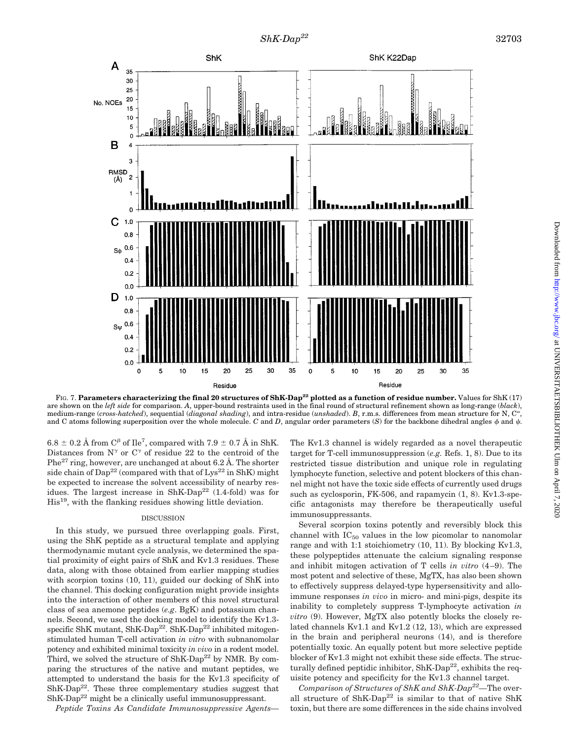FIG. 7. **Parameters characterizing the final 20 structures of ShK-Dap[22] plotted as a function of residue number.** Values for ShK (17) are shown on the *left side* for comparison. *A*, upper-bound restraints used in the final round of structural refinement shown as long-range (*black*), medium-range (*cross-hatched*), sequential (*diagonal shading*), and intra-residue (*unshaded*). *B*, r.m.s. differences from mean structure for N, $C^{\alpha}$, and C atoms following superposition over the whole molecule. *C* and *D*, angular order parameters (*S*) for the backbone dihedral angles $\phi$ and $\psi$.

6.8 ± 0.2 Å from $C^{\beta}$ of Ile[7], compared with 7.9 ± 0.7 Å in ShK. Distances from $N^{\gamma}$ or $C^{\gamma}$ of residue 22 to the centroid of the Phe[27] ring, however, are unchanged at about 6.2 Å. The shorter side chain of Dap[22] (compared with that of Lys[22] in ShK) might be expected to increase the solvent accessibility of nearby residues. The largest increase in ShK-Dap[22] (1.4-fold) was for His[19], with the flanking residues showing little deviation.

## DISCUSSION

In this study, we pursued three overlapping goals. First, using the ShK peptide as a structural template and applying thermodynamic mutant cycle analysis, we determined the spatial proximity of eight pairs of ShK and Kv1.3 residues. These data, along with those obtained from earlier mapping studies with scorpion toxins (10, 11), guided our docking of ShK into the channel. This docking configuration might provide insights into the interaction of other members of this novel structural class of sea anemone peptides (*e.g.* BgK) and potassium channels. Second, we used the docking model to identify the Kv1.3-specific ShK mutant, ShK-Dap[22]. ShK-Dap[22] inhibited mitogen-stimulated human T-cell activation *in vitro* with subnanomolar potency and exhibited minimal toxicity *in vivo* in a rodent model. Third, we solved the structure of ShK-Dap[22] by NMR. By comparing the structures of the native and mutant peptides, we attempted to understand the basis for the Kv1.3 specificity of ShK-Dap[22]. These three complementary studies suggest that ShK-Dap[22] might be a clinically useful immunosuppressant.

*Peptide Toxins As Candidate Immunosuppressive Agents*—The Kv1.3 channel is widely regarded as a novel therapeutic target for T-cell immunosuppression (*e.g.* Refs. 1, 8). Due to its restricted tissue distribution and unique role in regulating lymphocyte function, selective and potent blockers of this channel might not have the toxic side effects of currently used drugs such as cyclosporin, FK-506, and rapamycin (1, 8). Kv1.3-specific antagonists may therefore be therapeutically useful immunosuppressants.

Several scorpion toxins potently and reversibly block this channel with $IC_{50}$ values in the low picomolar to nanomolar range and with 1:1 stoichiometry (10, 11). By blocking Kv1.3, these polypeptides attenuate the calcium signaling response and inhibit mitogen activation of T cells *in vitro* (4–9). The most potent and selective of these, MgTX, has also been shown to effectively suppress delayed-type hypersensitivity and alloimmune responses *in vivo* in micro- and mini-pigs, despite its inability to completely suppress T-lymphocyte activation *in vitro* (9). However, MgTX also potently blocks the closely related channels Kv1.1 and Kv1.2 (12, 13), which are expressed in the brain and peripheral neurons (14), and is therefore potentially toxic. An equally potent but more selective peptide blocker of Kv1.3 might not exhibit these side effects. The structurally defined peptidic inhibitor, ShK-Dap[22], exhibits the requisite potency and specificity for the Kv1.3 channel target.

*Comparison of Structures of ShK and ShK-Dap[22]*—The overall structure of ShK-Dap[22] is similar to that of native ShK toxin, but there are some differences in the side chains involved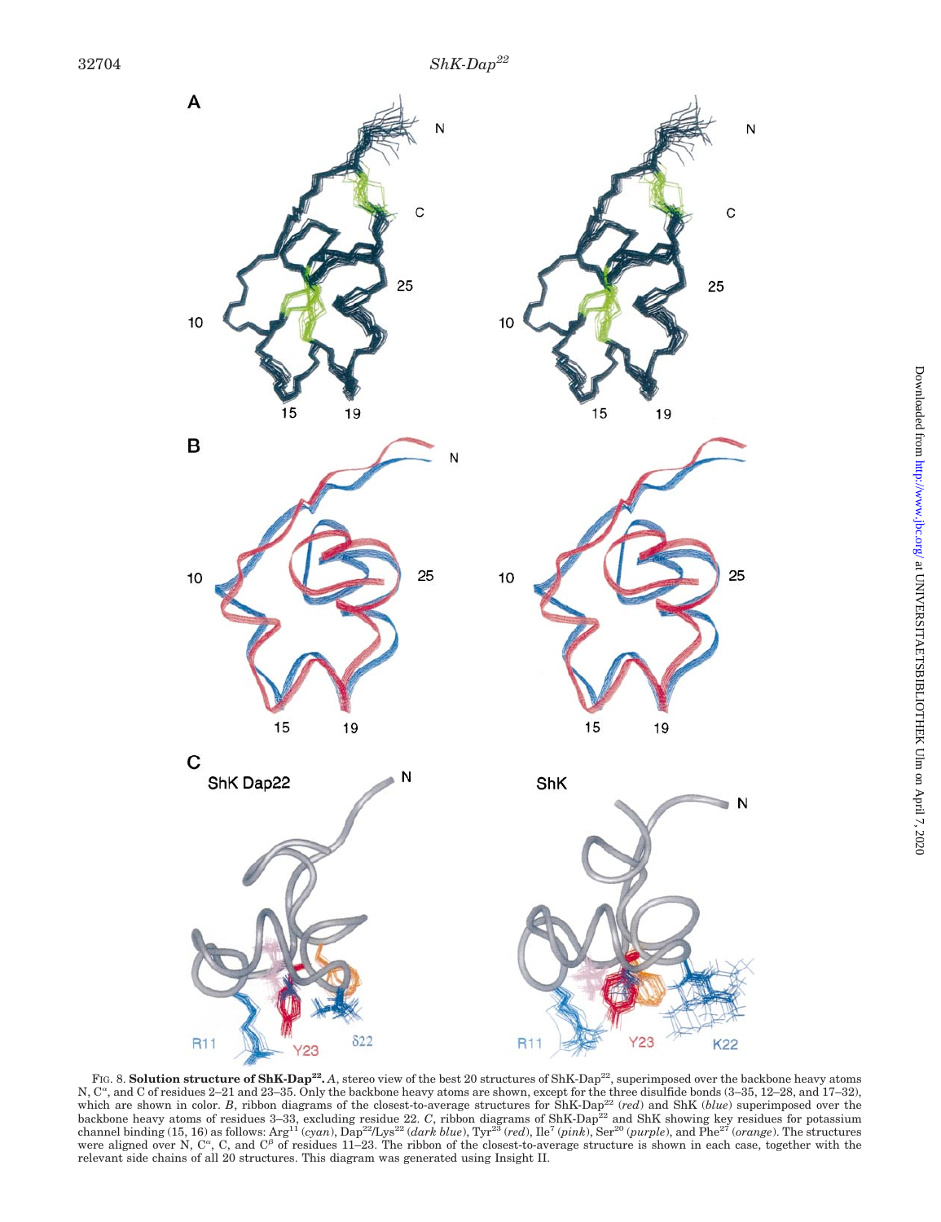FIG. 8. **Solution structure of ShK-Dap[22].** *A*, stereo view of the best 20 structures of ShK-Dap[22], superimposed over the backbone heavy atoms N, $C^\alpha$, and C of residues 2–21 and 23–35. Only the backbone heavy atoms are shown, except for the three disulfide bonds (3–35, 12–28, and 17–32), which are shown in color. *B*, ribbon diagrams of the closest-to-average structures for ShK-Dap[22] (*red*) and ShK (*blue*) superimposed over the backbone heavy atoms of residues 3–33, excluding residue 22. *C*, ribbon diagrams of ShK-Dap[22] and ShK showing key residues for potassium channel binding (15, 16) as follows: Arg[11] (*cyan*), Dap[22]/Lys[22] (*dark blue*), Tyr[23] (*red*), Ile[7] (*pink*), Ser[20] (*purple*), and Phe[27] (*orange*). The structures were aligned over N, $C^\alpha$, C, and $C^\beta$ of residues 11–23. The ribbon of the closest-to-average structure is shown in each case, together with the relevant side chains of all 20 structures. This diagram was generated using Insight II.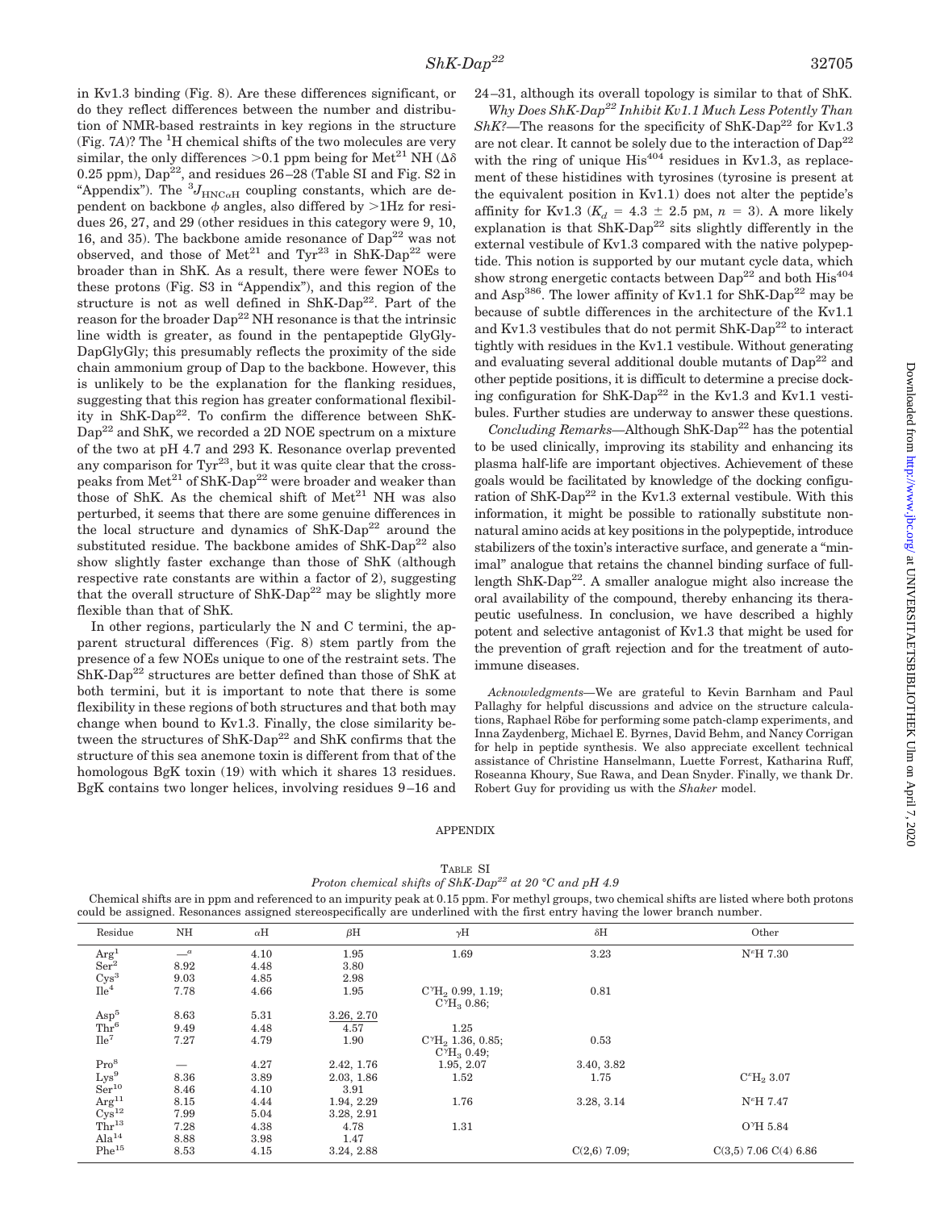in Kv1.3 binding (Fig. 8). Are these differences significant, or do they reflect differences between the number and distribution of NMR-based restraints in key regions in the structure (Fig. 7*A*)? The $^1$H chemical shifts of the two molecules are very similar, the only differences >0.1 ppm being for Met$^{21}$ NH ($\Delta\delta$ 0.25 ppm), Dap$^{22}$, and residues 26–28 (Table SI and Fig. S2 in "Appendix"). The $^3J_{HNC\alpha H}$ coupling constants, which are dependent on backbone $\phi$ angles, also differed by >1Hz for residues 26, 27, and 29 (other residues in this category were 9, 10, 16, and 35). The backbone amide resonance of Dap$^{22}$ was not observed, and those of Met$^{21}$ and Tyr$^{23}$ in ShK-Dap$^{22}$ were broader than in ShK. As a result, there were fewer NOEs to these protons (Fig. S3 in "Appendix"), and this region of the structure is not as well defined in ShK-Dap$^{22}$. Part of the reason for the broader Dap$^{22}$ NH resonance is that the intrinsic line width is greater, as found in the pentapeptide GlyGly-DapGlyGly; this presumably reflects the proximity of the side chain ammonium group of Dap to the backbone. However, this is unlikely to be the explanation for the flanking residues, suggesting that this region has greater conformational flexibility in ShK-Dap$^{22}$. To confirm the difference between ShK-Dap$^{22}$ and ShK, we recorded a 2D NOE spectrum on a mixture of the two at pH 4.7 and 293 K. Resonance overlap prevented any comparison for Tyr$^{23}$, but it was quite clear that the cross-peaks from Met$^{21}$ of ShK-Dap$^{22}$ were broader and weaker than those of ShK. As the chemical shift of Met$^{21}$ NH was also perturbed, it seems that there are some genuine differences in the local structure and dynamics of ShK-Dap$^{22}$ around the substituted residue. The backbone amides of ShK-Dap$^{22}$ also show slightly faster exchange than those of ShK (although respective rate constants are within a factor of 2), suggesting that the overall structure of ShK-Dap$^{22}$ may be slightly more flexible than that of ShK.

In other regions, particularly the N and C termini, the apparent structural differences (Fig. 8) stem partly from the presence of a few NOEs unique to one of the restraint sets. The ShK-Dap$^{22}$ structures are better defined than those of ShK at both termini, but it is important to note that there is some flexibility in these regions of both structures and that both may change when bound to Kv1.3. Finally, the close similarity between the structures of ShK-Dap$^{22}$ and ShK confirms that the structure of this sea anemone toxin is different from that of the homologous BgK toxin (19) with which it shares 13 residues. BgK contains two longer helices, involving residues 9–16 and 24–31, although its overall topology is similar to that of ShK.

*Why Does ShK-Dap$^{22}$ Inhibit Kv1.1 Much Less Potently Than ShK?*—The reasons for the specificity of ShK-Dap$^{22}$ for Kv1.3 are not clear. It cannot be solely due to the interaction of Dap$^{22}$ with the ring of unique His$^{404}$ residues in Kv1.3, as replacement of these histidines with tyrosines (tyrosine is present at the equivalent position in Kv1.1) does not alter the peptide's affinity for Kv1.3 ($K_d$ = 4.3 ± 2.5 pM, $n$ = 3). A more likely explanation is that ShK-Dap$^{22}$ sits slightly differently in the external vestibule of Kv1.3 compared with the native polypeptide. This notion is supported by our mutant cycle data, which show strong energetic contacts between Dap$^{22}$ and both His$^{404}$ and Asp$^{386}$. The lower affinity of Kv1.1 for ShK-Dap$^{22}$ may be because of subtle differences in the architecture of the Kv1.1 and Kv1.3 vestibules that do not permit ShK-Dap$^{22}$ to interact tightly with residues in the Kv1.1 vestibule. Without generating and evaluating several additional double mutants of Dap$^{22}$ and other peptide positions, it is difficult to determine a precise docking configuration for ShK-Dap$^{22}$ in the Kv1.3 and Kv1.1 vestibules. Further studies are underway to answer these questions.

*Concluding Remarks*—Although ShK-Dap$^{22}$ has the potential to be used clinically, improving its stability and enhancing its plasma half-life are important objectives. Achievement of these goals would be facilitated by knowledge of the docking configuration of ShK-Dap$^{22}$ in the Kv1.3 external vestibule. With this information, it might be possible to rationally substitute non-natural amino acids at key positions in the polypeptide, introduce stabilizers of the toxin's interactive surface, and generate a "minimal" analogue that retains the channel binding surface of full-length ShK-Dap$^{22}$. A smaller analogue might also increase the oral availability of the compound, thereby enhancing its therapeutic usefulness. In conclusion, we have described a highly potent and selective antagonist of Kv1.3 that might be used for the prevention of graft rejection and for the treatment of autoimmune diseases.

*Acknowledgments*—We are grateful to Kevin Barnham and Paul Pallaghy for helpful discussions and advice on the structure calculations, Raphael Röbe for performing some patch-clamp experiments, and Inna Zaydenberg, Michael E. Byrnes, David Behm, and Nancy Corrigan for help in peptide synthesis. We also appreciate excellent technical assistance of Christine Hanselmann, Luette Forrest, Katharina Ruff, Roseanna Khoury, Sue Rawa, and Dean Snyder. Finally, we thank Dr. Robert Guy for providing us with the *Shaker* model.

## APPENDIX

TABLE SI
*Proton chemical shifts of ShK-Dap$^{22}$ at 20 °C and pH 4.9*

Chemical shifts are in ppm and referenced to an impurity peak at 0.15 ppm. For methyl groups, two chemical shifts are listed where both protons could be assigned. Resonances assigned stereospecifically are underlined with the first entry having the lower branch number.

| Residue | NH | αH | βH | γH | δH | Other |
|---|---|---|---|---|---|---|
| Arg[1] | —[a] | 4.10 | 1.95 | 1.69 | 3.23 | N$^\epsilon$H 7.30 |
| Ser[2] | 8.92 | 4.48 | 3.80 | | | |
| Cys[3] | 9.03 | 4.85 | 2.98 | | | |
| Ile[4] | 7.78 | 4.66 | 1.95 | C$^\gamma$H$_2$ 0.99, 1.19; C$^\gamma$H$_3$ 0.86; | 0.81 | |
| Asp[5] | 8.63 | 5.31 | <u>3.26, 2.70</u> | | | |
| Thr[6] | 9.49 | 4.48 | 4.57 | 1.25 | | |
| Ile[7] | 7.27 | 4.79 | 1.90 | C$^\gamma$H$_2$ 1.36, 0.85; C$^\gamma$H$_3$ 0.49; | 0.53 | |
| Pro[8] | — | 4.27 | 2.42, 1.76 | 1.95, 2.07 | 3.40, 3.82 | |
| Lys[9] | 8.36 | 3.89 | 2.03, 1.86 | 1.52 | 1.75 | C$^\epsilon$H$_2$ 3.07 |
| Ser[10] | 8.46 | 4.10 | 3.91 | | | |
| Arg[11] | 8.15 | 4.44 | 1.94, 2.29 | 1.76 | 3.28, 3.14 | N$^\epsilon$H 7.47 |
| Cys[12] | 7.99 | 5.04 | 3.28, 2.91 | | | |
| Thr[13] | 7.28 | 4.38 | 4.78 | 1.31 | | O$^\gamma$H 5.84 |
| Ala[14] | 8.88 | 3.98 | 1.47 | | | |
| Phe[15] | 8.53 | 4.15 | 3.24, 2.88 | | C(2,6) 7.09; | C(3,5) 7.06 C(4) 6.86 |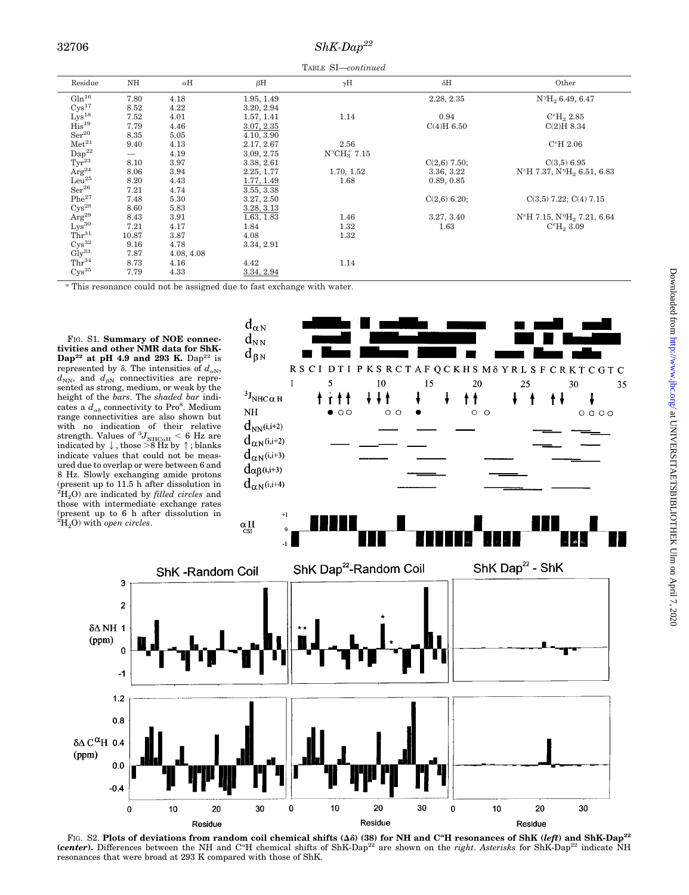TABLE SI—*continued*

| Residue | NH | αH | βH | γH | δH | Other |
|---|---|---|---|---|---|---|
| Gln[16] | 7.80 | 4.18 | 1.95, 1.49 | | 2.28, 2.35 | $N^{\gamma}H_2$ 6.49, 6.47 |
| Cys[17] | 8.52 | 4.22 | 3.20, 2.94 | | | |
| Lys[18] | 7.52 | 4.01 | 1.57, 1.41 | 1.14 | 0.94 | $C^{\epsilon}H_2$ 2.85 |
| His[19] | 7.79 | 4.46 | 3.07, 2.35 | | C(4)H 6.50 | C(2)H 8.34 |
| Ser[20] | 8.35 | 5.05 | 4.10, 3.90 | | | |
| Met[21] | 9.40 | 4.13 | 2.17, 2.67 | 2.56 | | $C^{\epsilon}H$ 2.06 |
| Dap[22] | — | 4.19 | 3.09, 2.75 | $N^{\gamma}CH_3^+$ 7.15 | | |
| Tyr[23] | 8.10 | 3.97 | 3.38, 2.61 | | C(2,6) 7.50; | C(3,5) 6.95 |
| Arg[24] | 8.06 | 3.94 | 2.25, 1.77 | 1.70, 1.52 | 3.36, 3.22 | $N^{\epsilon}H$ 7.37, $N^{\eta}H_2$ 6.51, 6.83 |
| Leu[25] | 8.20 | 4.43 | 1.77, 1.49 | 1.68 | 0.89, 0.85 | |
| Ser[26] | 7.21 | 4.74 | 3.55, 3.38 | | | |
| Phe[27] | 7.48 | 5.30 | 3.27, 2.50 | | C(2,6) 6.20; | C(3,5) 7.22; C(4) 7.15 |
| Cys[28] | 8.60 | 5.83 | 3.28, 3.13 | | | |
| Arg[29] | 8.43 | 3.91 | 1.63, 1.83 | 1.46 | 3.27, 3.40 | $N^{\epsilon}H$ 7.15, $N^{\eta}H_2$ 7.21, 6.64 |
| Lys[30] | 7.21 | 4.17 | 1.84 | 1.32 | 1.63 | $C^{\epsilon}H_2$ 3.09 |
| Thr[31] | 10.87 | 3.87 | 4.08 | 1.32 | | |
| Cys[32] | 9.16 | 4.78 | 3.34, 2.91 | | | |
| Gly[33] | 7.87 | 4.08, 4.08 | | | | |
| Thr[34] | 8.73 | 4.16 | 4.42 | 1.14 | | |
| Cys[35] | 7.79 | 4.33 | 3.34, 2.94 | | | |

[a] This resonance could not be assigned due to fast exchange with water.

FIG. S1. **Summary of NOE connectivities and other NMR data for ShK-Dap[22] at pH 4.9 and 293 K.** Dap[22] is represented by δ. The intensities of $d_{\alpha N}$, $d_{NN}$, and $d_{\beta N}$ connectivities are represented as strong, medium, or weak by the height of the *bars*. The *shaded bar* indicates a $d_{\alpha\delta}$ connectivity to Pro[8]. Medium range connectivities are also shown but with no indication of their relative strength. Values of $^3J_{NHC\alpha H}$ < 6 Hz are indicated by ↓, those >8 Hz by ↑; blanks indicate values that could not be measured due to overlap or were between 6 and 8 Hz. Slowly exchanging amide protons (present up to 11.5 h after dissolution in $^2H_2O$) are indicated by *filled circles* and those with intermediate exchange rates (present up to 6 h after dissolution in $^2H_2O$) with *open circles*.

FIG. S2. **Plots of deviations from random coil chemical shifts (Δδ) (38) for NH and C$^{\alpha}$H resonances of ShK (*left*) and ShK-Dap[22] (*center*).** Differences between the NH and C$^{\alpha}$H chemical shifts of ShK-Dap[22] are shown on the *right*. *Asterisks* for ShK-Dap[22] indicate NH resonances that were broad at 293 K compared with those of ShK.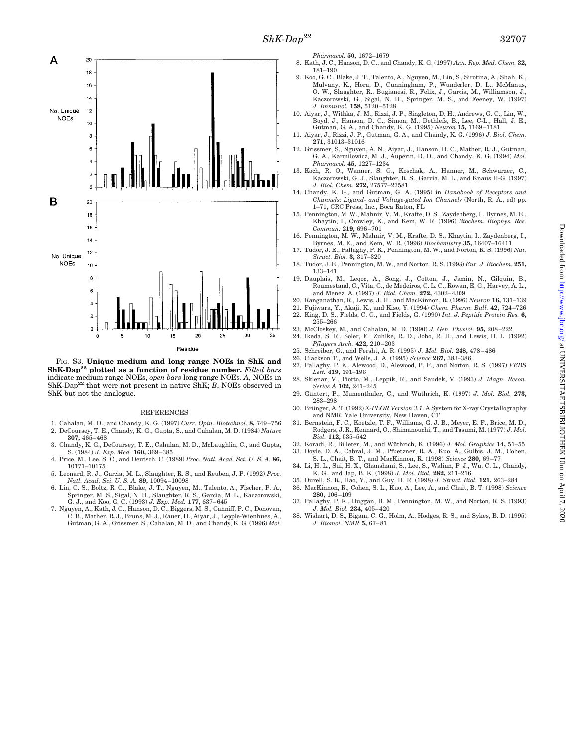FIG. S3. **Unique medium and long range NOEs in ShK and ShK-Dap[22] plotted as a function of residue number.** *Filled bars* indicate medium range NOEs, *open bars* long range NOEs. *A*, NOEs in ShK-Dap[22] that were not present in native ShK; *B*, NOEs observed in ShK but not the analogue.

## REFERENCES

1. Cahalan, M. D., and Chandy, K. G. (1997) *Curr. Opin. Biotechnol.* **8,** 749–756
2. DeCoursey, T. E., Chandy, K. G., Gupta, S., and Cahalan, M. D. (1984) *Nature* **307,** 465–468
3. Chandy, K. G., DeCoursey, T. E., Cahalan, M. D., McLaughlin, C., and Gupta, S. (1984) *J. Exp. Med.* **160,** 369–385
4. Price, M., Lee, S. C., and Deutsch, C. (1989) *Proc. Natl. Acad. Sci. U. S. A.* **86,** 10171–10175
5. Leonard, R. J., Garcia, M. L., Slaughter, R. S., and Reuben, J. P. (1992) *Proc. Natl. Acad. Sci. U. S. A.* **89,** 10094–10098
6. Lin, C. S., Boltz, R. C., Blake, J. T., Nguyen, M., Talento, A., Fischer, P. A., Springer, M. S., Sigal, N. H., Slaughter, R. S., Garcia, M. L., Kaczorowski, G. J., and Koo, G. C. (1993) *J. Exp. Med.* **177,** 637–645
7. Nguyen, A., Kath, J. C., Hanson, D. C., Biggers, M. S., Canniff, P. C., Donovan, C. B., Mather, R. J., Bruns, M. J., Rauer, H., Aiyar, J., Lepple-Wienhues, A., Gutman, G. A., Grissmer, S., Cahalan, M. D., and Chandy, K. G. (1996) *Mol. Pharmacol.* **50,** 1672–1679
8. Kath, J. C., Hanson, D. C., and Chandy, K. G. (1997) *Ann. Rep. Med. Chem.* **32,** 181–190
9. Koo, G. C., Blake, J. T., Talento, A., Nguyen, M., Lin, S., Sirotina, A., Shah, K., Mulvany, K., Hora, D., Cunningham, P., Wunderler, D. L., McManus, O. W., Slaughter, R., Bugianesi, R., Felix, J., Garcia, M., Williamson, J., Kaczorowski, G., Sigal, N. H., Springer, M. S., and Feeney, W. (1997) *J. Immunol.* **158,** 5120–5128
10. Aiyar, J., Withka, J. M., Rizzi, J. P., Singleton, D. H., Andrews, G. C., Lin, W., Boyd, J., Hanson, D. C., Simon, M., Dethlefs, B., Lee, C-L., Hall, J. E., Gutman, G. A., and Chandy, K. G. (1995) *Neuron* **15,** 1169–1181
11. Aiyar, J., Rizzi, J. P., Gutman, G. A., and Chandy, K. G. (1996) *J. Biol. Chem.* **271,** 31013–31016
12. Grissmer, S., Nguyen, A. N., Aiyar, J., Hanson, D. C., Mather, R. J., Gutman, G. A., Karmilowicz, M. J., Auperin, D. D., and Chandy, K. G. (1994) *Mol. Pharmacol.* **45,** 1227–1234
13. Koch, R. O., Wanner, S. G., Koschak, A., Hanner, M., Schwarzer, C., Kaczorowski, G. J., Slaughter, R. S., Garcia, M. L., and Knaus H-G. (1997) *J. Biol. Chem.* **272,** 27577–27581
14. Chandy, K. G., and Gutman, G. A. (1995) in *Handbook of Receptors and Channels: Ligand- and Voltage-gated Ion Channels* (North, R. A., ed) pp. 1–71, CRC Press, Inc., Boca Raton, FL
15. Pennington, M. W., Mahnir, V. M., Krafte, D. S., Zaydenberg, I., Byrnes, M. E., Khaytin, I., Crowley, K., and Kem, W. R. (1996) *Biochem. Biophys. Res. Commun.* **219,** 696–701
16. Pennington, M. W., Mahnir, V. M., Krafte, D. S., Khaytin, I., Zaydenberg, I., Byrnes, M. E., and Kem, W. R. (1996) *Biochemistry* **35,** 16407–16411
17. Tudor, J. E., Pallaghy, P. K., Pennington, M. W., and Norton, R. S. (1996) *Nat. Struct. Biol.* **3,** 317–320
18. Tudor, J. E., Pennington, M. W., and Norton, R. S. (1998) *Eur. J. Biochem.* **251,** 133–141
19. Dauplais, M., Leqoc, A., Song, J., Cotton, J., Jamin, N., Gilquin, B., Roumestand, C., Vita, C., de Medeiros, C. L. C., Rowan, E. G., Harvey, A. L., and Menez, A. (1997) *J. Biol. Chem.* **272,** 4302–4309
20. Ranganathan, R., Lewis, J. H., and MacKinnon, R. (1996) *Neuron* **16,** 131–139
21. Fujiwara, Y., Akaji, K., and Kiso, Y. (1994) *Chem. Pharm. Bull.* **42,** 724–726
22. King, D. S., Fields, C. G., and Fields, G. (1990) *Int. J. Peptide Protein Res.* **6,** 255–266
23. McCloskey, M., and Cahalan, M. D. (1990) *J. Gen. Physiol.* **95,** 208–222
24. Ikeda, S. R., Soler, F., Zuhlke, R. D., Joho, R. H., and Lewis, D. L. (1992) *Pflugers Arch.* **422,** 210–203
25. Schreiber, G., and Fersht, A. R. (1995) *J. Mol. Biol.* **248,** 478–486
26. Clackson T., and Wells, J. A. (1995) *Science* **267,** 383–386
27. Pallaghy, P. K., Alewood, D., Alewood, P. F., and Norton, R. S. (1997) *FEBS Lett.* **419,** 191–196
28. Sklenar, V., Piotto, M., Leppik, R., and Saudek, V. (1993) *J. Magn. Reson. Series A* **102,** 241–245
29. Güntert, P., Mumenthaler, C., and Wüthrich, K. (1997) *J. Mol. Biol.* **273,** 283–298
30. Brünger, A. T. (1992) *X-PLOR Version 3.1*. A System for X-ray Crystallography and NMR. Yale University, New Haven, CT
31. Bernstein, F. C., Koetzle, T. F., Williams, G. J. B., Meyer, E. F., Brice, M. D., Rodgers, J. R., Kennard, O., Shimanouchi, T., and Tasumi, M. (1977) *J. Mol. Biol.* **112,** 535–542
32. Koradi, R., Billeter, M., and Wüthrich, K. (1996) *J. Mol. Graphics* **14,** 51–55
33. Doyle, D. A., Cabral, J. M., Pfuetzner, R. A., Kuo, A., Gulbis, J. M., Cohen, S. L., Chait, B. T., and MacKinnon, R. (1998) *Science* **280,** 69–77
34. Li, H. L., Sui, H. X., Ghanshani, S., Lee, S., Walian, P. J., Wu, C. L., Chandy, K. G., and Jap, B. K. (1998) *J. Mol. Biol.* **282,** 211–216
35. Durell, S. R., Hao, Y., and Guy, H. R. (1998) *J. Struct. Biol.* **121,** 263–284
36. MacKinnon, R., Cohen, S. L., Kuo, A., Lee, A., and Chait, B. T. (1998) *Science* **280,** 106–109
37. Pallaghy, P. K., Duggan, B. M., Pennington, M. W., and Norton, R. S. (1993) *J. Mol. Biol.* **234,** 405–420
38. Wishart, D. S., Bigam, C. G., Holm, A., Hodges, R. S., and Sykes, B. D. (1995) *J. Biomol. NMR* **5,** 67–81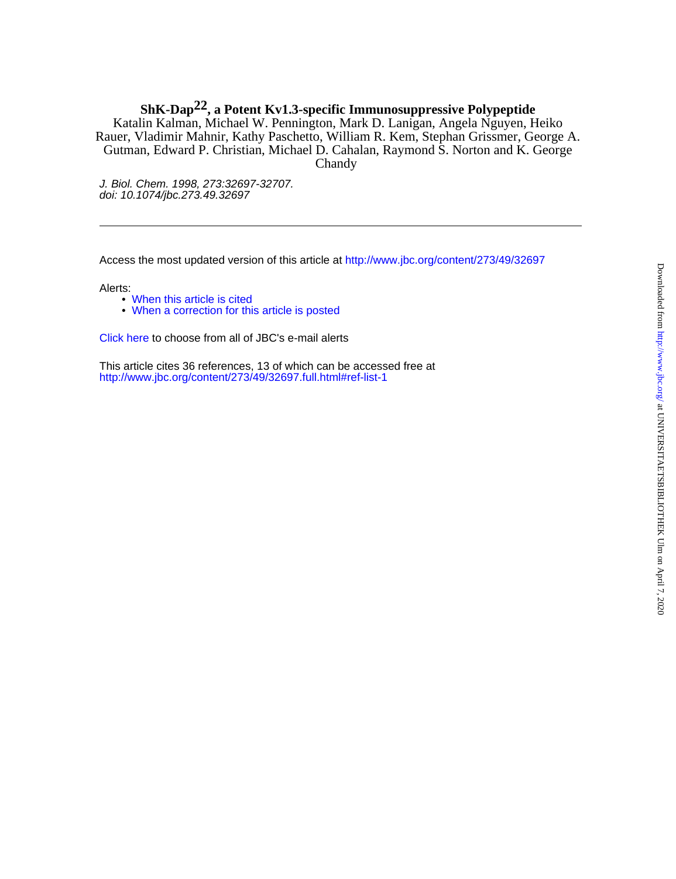# ShK-Dap22, a Potent Kv1.3-specific Immunosuppressive Polypeptide

Katalin Kalman, Michael W. Pennington, Mark D. Lanigan, Angela Nguyen, Heiko Rauer, Vladimir Mahnir, Kathy Paschetto, William R. Kem, Stephan Grissmer, George A. Gutman, Edward P. Christian, Michael D. Cahalan, Raymond S. Norton and K. George Chandy

*J. Biol. Chem. 1998, 273:32697-32707.*
*doi: 10.1074/jbc.273.49.32697*

---

Access the most updated version of this article at http://www.jbc.org/content/273/49/32697

Alerts:

- When this article is cited
- When a correction for this article is posted

Click here to choose from all of JBC's e-mail alerts

This article cites 36 references, 13 of which can be accessed free at
http://www.jbc.org/content/273/49/32697.full.html#ref-list-1

Downloaded from http://www.jbc.org/ at UNIVERSITAETSBIBLIOTHEK Ulm on April 7, 2020